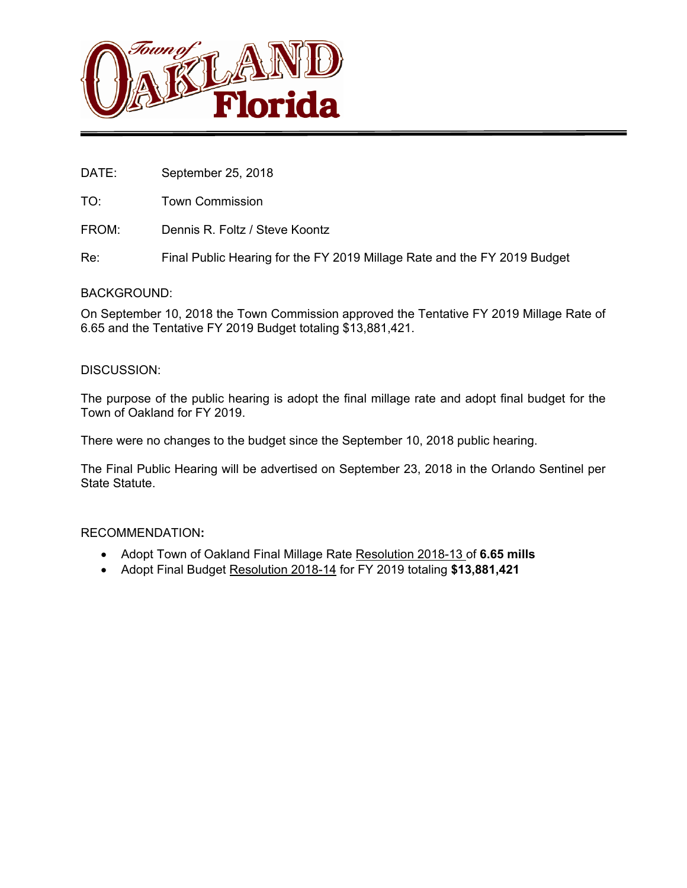# Town of OAKLAND Florida

DATE: September 25, 2018

TO: Town Commission

FROM: Dennis R. Foltz / Steve Koontz

Re: Final Public Hearing for the FY 2019 Millage Rate and the FY 2019 Budget

BACKGROUND:

On September 10, 2018 the Town Commission approved the Tentative FY 2019 Millage Rate of 6.65 and the Tentative FY 2019 Budget totaling $13,881,421.

DISCUSSION:

The purpose of the public hearing is adopt the final millage rate and adopt final budget for the Town of Oakland for FY 2019.

There were no changes to the budget since the September 10, 2018 public hearing.

The Final Public Hearing will be advertised on September 23, 2018 in the Orlando Sentinel per State Statute.

RECOMMENDATION**:**

- Adopt Town of Oakland Final Millage Rate Resolution 2018-13 of **6.65 mills**
- Adopt Final Budget Resolution 2018-14 for FY 2019 totaling **$13,881,421**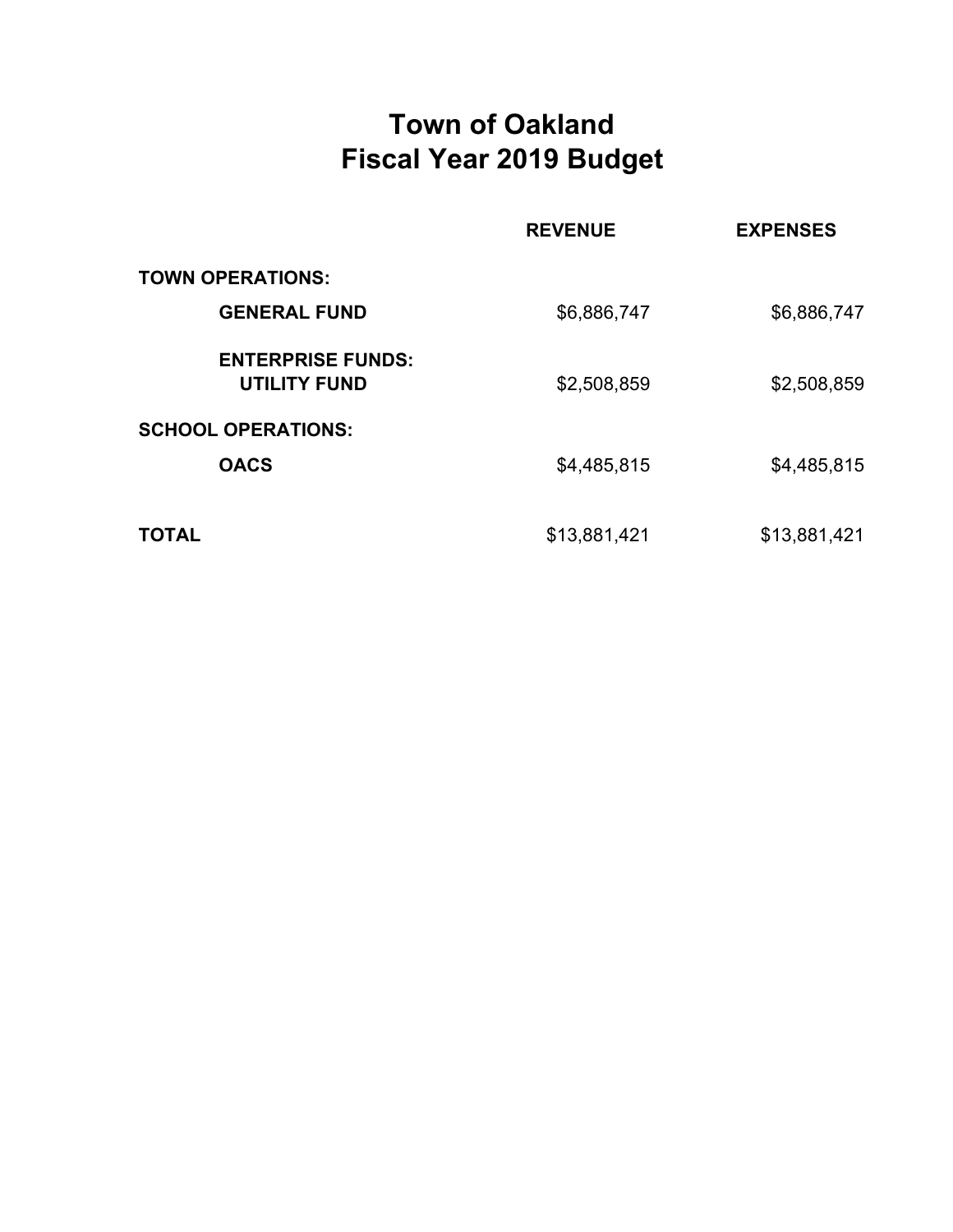# Town of Oakland
# Fiscal Year 2019 Budget

| | REVENUE | EXPENSES |
|---|---|---|
| **TOWN OPERATIONS:** | | |
| **GENERAL FUND** | $6,886,747 | $6,886,747 |
| **ENTERPRISE FUNDS:** | | |
| **UTILITY FUND** | $2,508,859 | $2,508,859 |
| **SCHOOL OPERATIONS:** | | |
| **OACS** | $4,485,815 | $4,485,815 |
| **TOTAL** | $13,881,421 | $13,881,421 |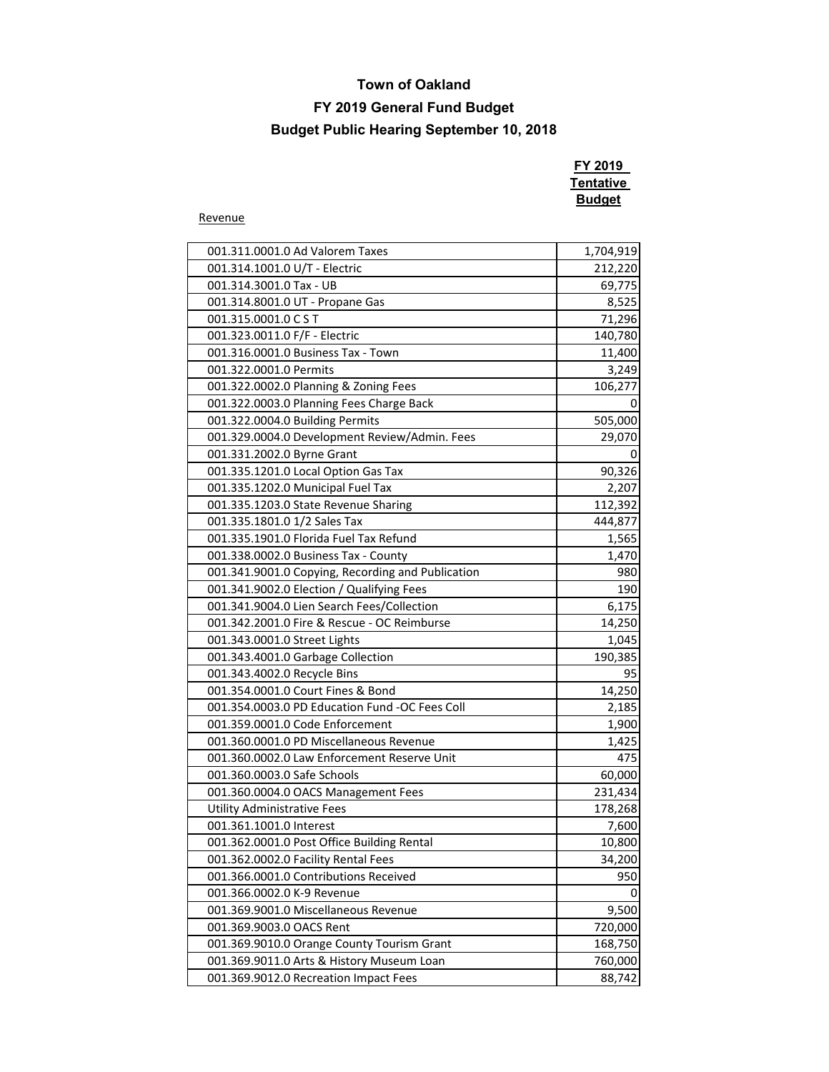# Town of Oakland

## FY 2019 General Fund Budget

## Budget Public Hearing September 10, 2018

Revenue

| Account | FY 2019 Tentative Budget |
|---|---|
| 001.311.0001.0 Ad Valorem Taxes | 1,704,919 |
| 001.314.1001.0 U/T - Electric | 212,220 |
| 001.314.3001.0 Tax - UB | 69,775 |
| 001.314.8001.0 UT - Propane Gas | 8,525 |
| 001.315.0001.0 C S T | 71,296 |
| 001.323.0011.0 F/F - Electric | 140,780 |
| 001.316.0001.0 Business Tax - Town | 11,400 |
| 001.322.0001.0 Permits | 3,249 |
| 001.322.0002.0 Planning & Zoning Fees | 106,277 |
| 001.322.0003.0 Planning Fees Charge Back | 0 |
| 001.322.0004.0 Building Permits | 505,000 |
| 001.329.0004.0 Development Review/Admin. Fees | 29,070 |
| 001.331.2002.0 Byrne Grant | 0 |
| 001.335.1201.0 Local Option Gas Tax | 90,326 |
| 001.335.1202.0 Municipal Fuel Tax | 2,207 |
| 001.335.1203.0 State Revenue Sharing | 112,392 |
| 001.335.1801.0 1/2 Sales Tax | 444,877 |
| 001.335.1901.0 Florida Fuel Tax Refund | 1,565 |
| 001.338.0002.0 Business Tax - County | 1,470 |
| 001.341.9001.0 Copying, Recording and Publication | 980 |
| 001.341.9002.0 Election / Qualifying Fees | 190 |
| 001.341.9004.0 Lien Search Fees/Collection | 6,175 |
| 001.342.2001.0 Fire & Rescue - OC Reimburse | 14,250 |
| 001.343.0001.0 Street Lights | 1,045 |
| 001.343.4001.0 Garbage Collection | 190,385 |
| 001.343.4002.0 Recycle Bins | 95 |
| 001.354.0001.0 Court Fines & Bond | 14,250 |
| 001.354.0003.0 PD Education Fund -OC Fees Coll | 2,185 |
| 001.359.0001.0 Code Enforcement | 1,900 |
| 001.360.0001.0 PD Miscellaneous Revenue | 1,425 |
| 001.360.0002.0 Law Enforcement Reserve Unit | 475 |
| 001.360.0003.0 Safe Schools | 60,000 |
| 001.360.0004.0 OACS Management Fees | 231,434 |
| Utility Administrative Fees | 178,268 |
| 001.361.1001.0 Interest | 7,600 |
| 001.362.0001.0 Post Office Building Rental | 10,800 |
| 001.362.0002.0 Facility Rental Fees | 34,200 |
| 001.366.0001.0 Contributions Received | 950 |
| 001.366.0002.0 K-9 Revenue | 0 |
| 001.369.9001.0 Miscellaneous Revenue | 9,500 |
| 001.369.9003.0 OACS Rent | 720,000 |
| 001.369.9010.0 Orange County Tourism Grant | 168,750 |
| 001.369.9011.0 Arts & History Museum Loan | 760,000 |
| 001.369.9012.0 Recreation Impact Fees | 88,742 |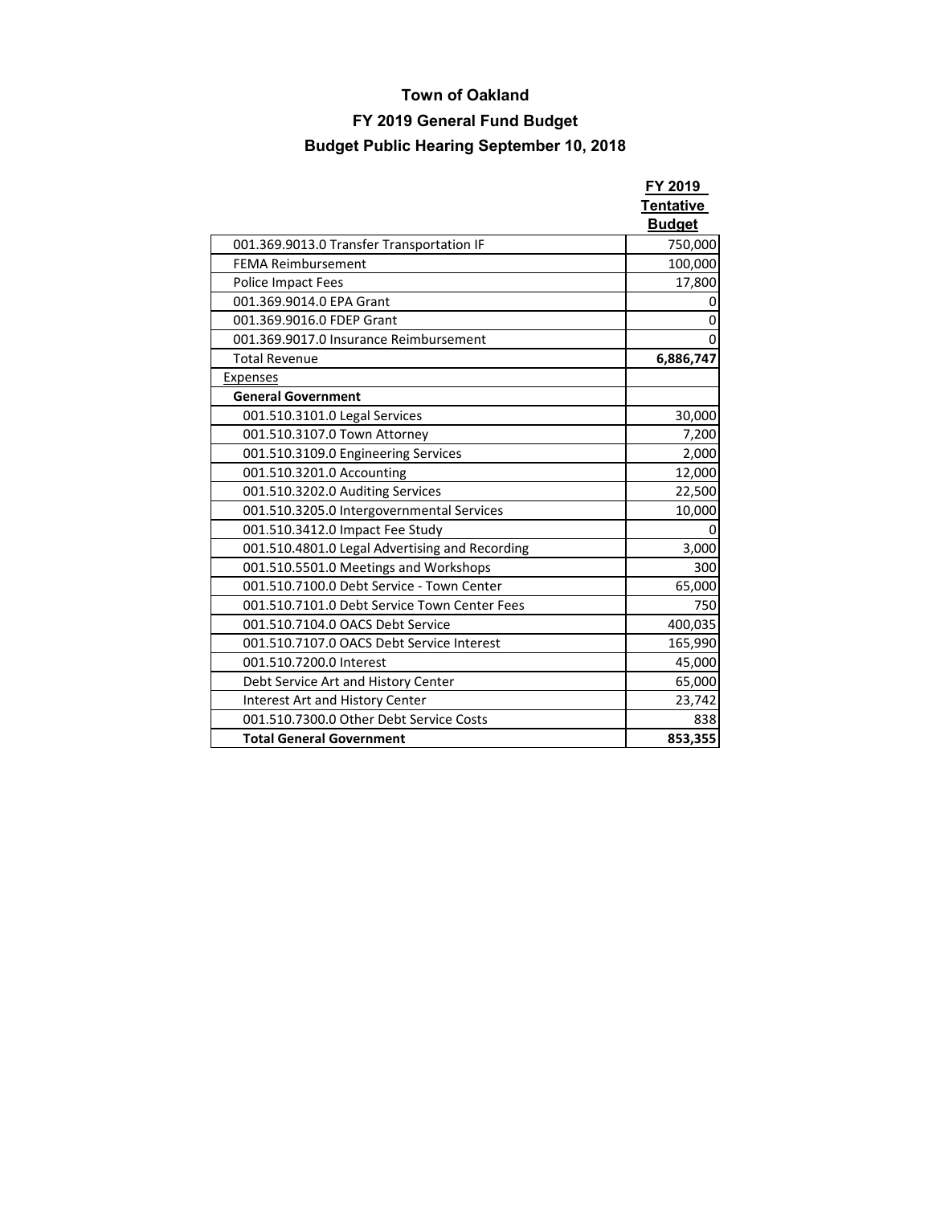# Town of Oakland

## FY 2019 General Fund Budget

## Budget Public Hearing September 10, 2018

| | FY 2019 Tentative Budget |
|---|---|
| 001.369.9013.0 Transfer Transportation IF | 750,000 |
| FEMA Reimbursement | 100,000 |
| Police Impact Fees | 17,800 |
| 001.369.9014.0 EPA Grant | 0 |
| 001.369.9016.0 FDEP Grant | 0 |
| 001.369.9017.0 Insurance Reimbursement | 0 |
| Total Revenue | **6,886,747** |
| Expenses | |
| **General Government** | |
| 001.510.3101.0 Legal Services | 30,000 |
| 001.510.3107.0 Town Attorney | 7,200 |
| 001.510.3109.0 Engineering Services | 2,000 |
| 001.510.3201.0 Accounting | 12,000 |
| 001.510.3202.0 Auditing Services | 22,500 |
| 001.510.3205.0 Intergovernmental Services | 10,000 |
| 001.510.3412.0 Impact Fee Study | 0 |
| 001.510.4801.0 Legal Advertising and Recording | 3,000 |
| 001.510.5501.0 Meetings and Workshops | 300 |
| 001.510.7100.0 Debt Service - Town Center | 65,000 |
| 001.510.7101.0 Debt Service Town Center Fees | 750 |
| 001.510.7104.0 OACS Debt Service | 400,035 |
| 001.510.7107.0 OACS Debt Service Interest | 165,990 |
| 001.510.7200.0 Interest | 45,000 |
| Debt Service Art and History Center | 65,000 |
| Interest Art and History Center | 23,742 |
| 001.510.7300.0 Other Debt Service Costs | 838 |
| **Total General Government** | **853,355** |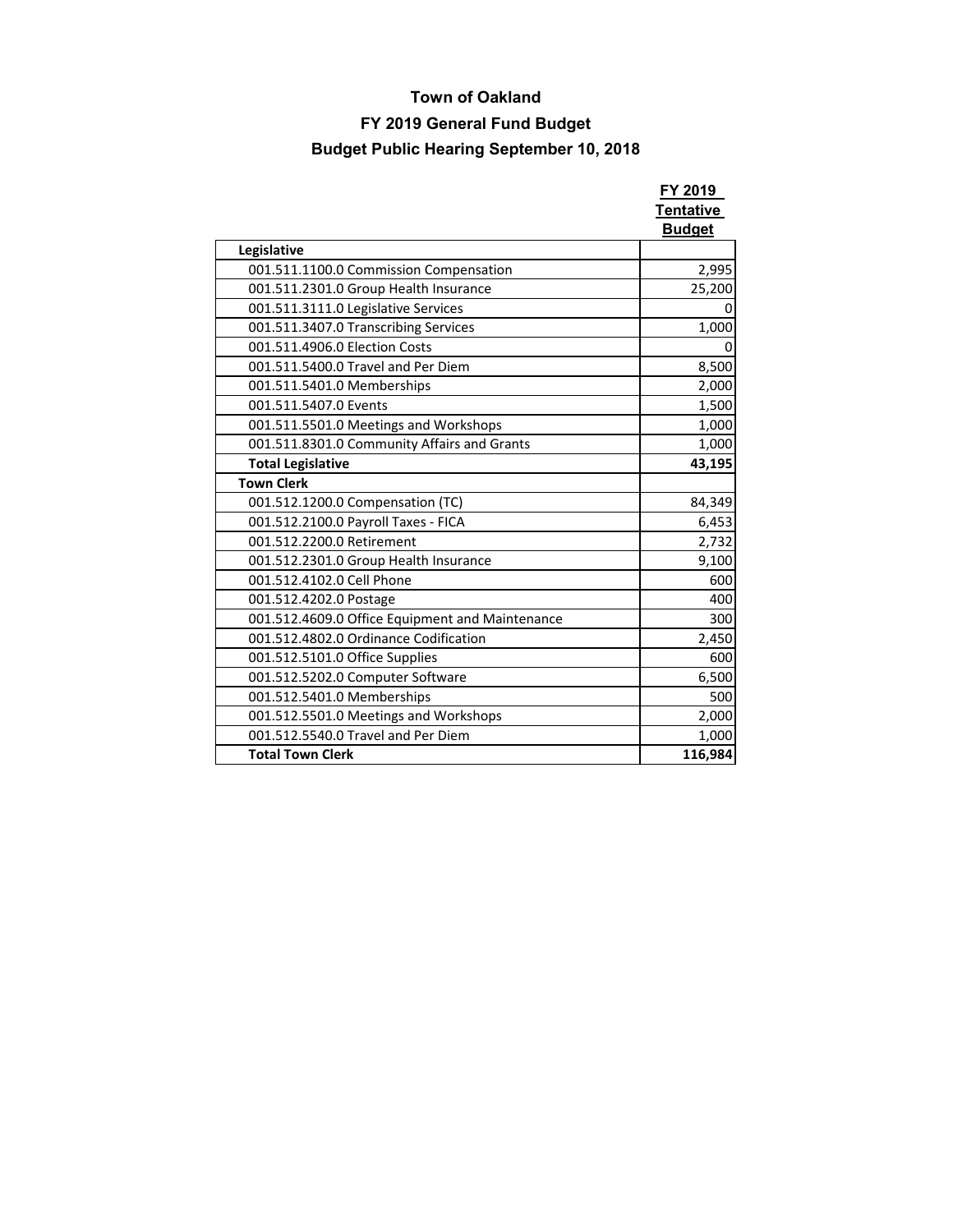# Town of Oakland

## FY 2019 General Fund Budget

## Budget Public Hearing September 10, 2018

| | FY 2019 Tentative Budget |
|---|---|
| **Legislative** | |
| 001.511.1100.0 Commission Compensation | 2,995 |
| 001.511.2301.0 Group Health Insurance | 25,200 |
| 001.511.3111.0 Legislative Services | 0 |
| 001.511.3407.0 Transcribing Services | 1,000 |
| 001.511.4906.0 Election Costs | 0 |
| 001.511.5400.0 Travel and Per Diem | 8,500 |
| 001.511.5401.0 Memberships | 2,000 |
| 001.511.5407.0 Events | 1,500 |
| 001.511.5501.0 Meetings and Workshops | 1,000 |
| 001.511.8301.0 Community Affairs and Grants | 1,000 |
| **Total Legislative** | **43,195** |
| **Town Clerk** | |
| 001.512.1200.0 Compensation (TC) | 84,349 |
| 001.512.2100.0 Payroll Taxes - FICA | 6,453 |
| 001.512.2200.0 Retirement | 2,732 |
| 001.512.2301.0 Group Health Insurance | 9,100 |
| 001.512.4102.0 Cell Phone | 600 |
| 001.512.4202.0 Postage | 400 |
| 001.512.4609.0 Office Equipment and Maintenance | 300 |
| 001.512.4802.0 Ordinance Codification | 2,450 |
| 001.512.5101.0 Office Supplies | 600 |
| 001.512.5202.0 Computer Software | 6,500 |
| 001.512.5401.0 Memberships | 500 |
| 001.512.5501.0 Meetings and Workshops | 2,000 |
| 001.512.5540.0 Travel and Per Diem | 1,000 |
| **Total Town Clerk** | **116,984** |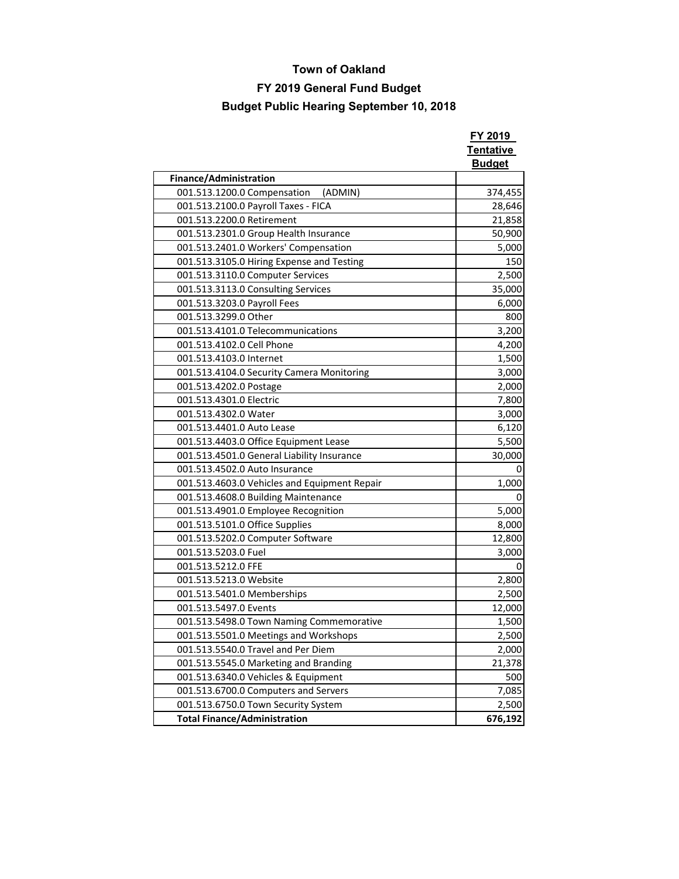# Town of Oakland

## FY 2019 General Fund Budget

### Budget Public Hearing September 10, 2018

| | FY 2019 Tentative Budget |
|---|---|
| **Finance/Administration** | |
| 001.513.1200.0 Compensation (ADMIN) | 374,455 |
| 001.513.2100.0 Payroll Taxes - FICA | 28,646 |
| 001.513.2200.0 Retirement | 21,858 |
| 001.513.2301.0 Group Health Insurance | 50,900 |
| 001.513.2401.0 Workers' Compensation | 5,000 |
| 001.513.3105.0 Hiring Expense and Testing | 150 |
| 001.513.3110.0 Computer Services | 2,500 |
| 001.513.3113.0 Consulting Services | 35,000 |
| 001.513.3203.0 Payroll Fees | 6,000 |
| 001.513.3299.0 Other | 800 |
| 001.513.4101.0 Telecommunications | 3,200 |
| 001.513.4102.0 Cell Phone | 4,200 |
| 001.513.4103.0 Internet | 1,500 |
| 001.513.4104.0 Security Camera Monitoring | 3,000 |
| 001.513.4202.0 Postage | 2,000 |
| 001.513.4301.0 Electric | 7,800 |
| 001.513.4302.0 Water | 3,000 |
| 001.513.4401.0 Auto Lease | 6,120 |
| 001.513.4403.0 Office Equipment Lease | 5,500 |
| 001.513.4501.0 General Liability Insurance | 30,000 |
| 001.513.4502.0 Auto Insurance | 0 |
| 001.513.4603.0 Vehicles and Equipment Repair | 1,000 |
| 001.513.4608.0 Building Maintenance | 0 |
| 001.513.4901.0 Employee Recognition | 5,000 |
| 001.513.5101.0 Office Supplies | 8,000 |
| 001.513.5202.0 Computer Software | 12,800 |
| 001.513.5203.0 Fuel | 3,000 |
| 001.513.5212.0 FFE | 0 |
| 001.513.5213.0 Website | 2,800 |
| 001.513.5401.0 Memberships | 2,500 |
| 001.513.5497.0 Events | 12,000 |
| 001.513.5498.0 Town Naming Commemorative | 1,500 |
| 001.513.5501.0 Meetings and Workshops | 2,500 |
| 001.513.5540.0 Travel and Per Diem | 2,000 |
| 001.513.5545.0 Marketing and Branding | 21,378 |
| 001.513.6340.0 Vehicles & Equipment | 500 |
| 001.513.6700.0 Computers and Servers | 7,085 |
| 001.513.6750.0 Town Security System | 2,500 |
| **Total Finance/Administration** | **676,192** |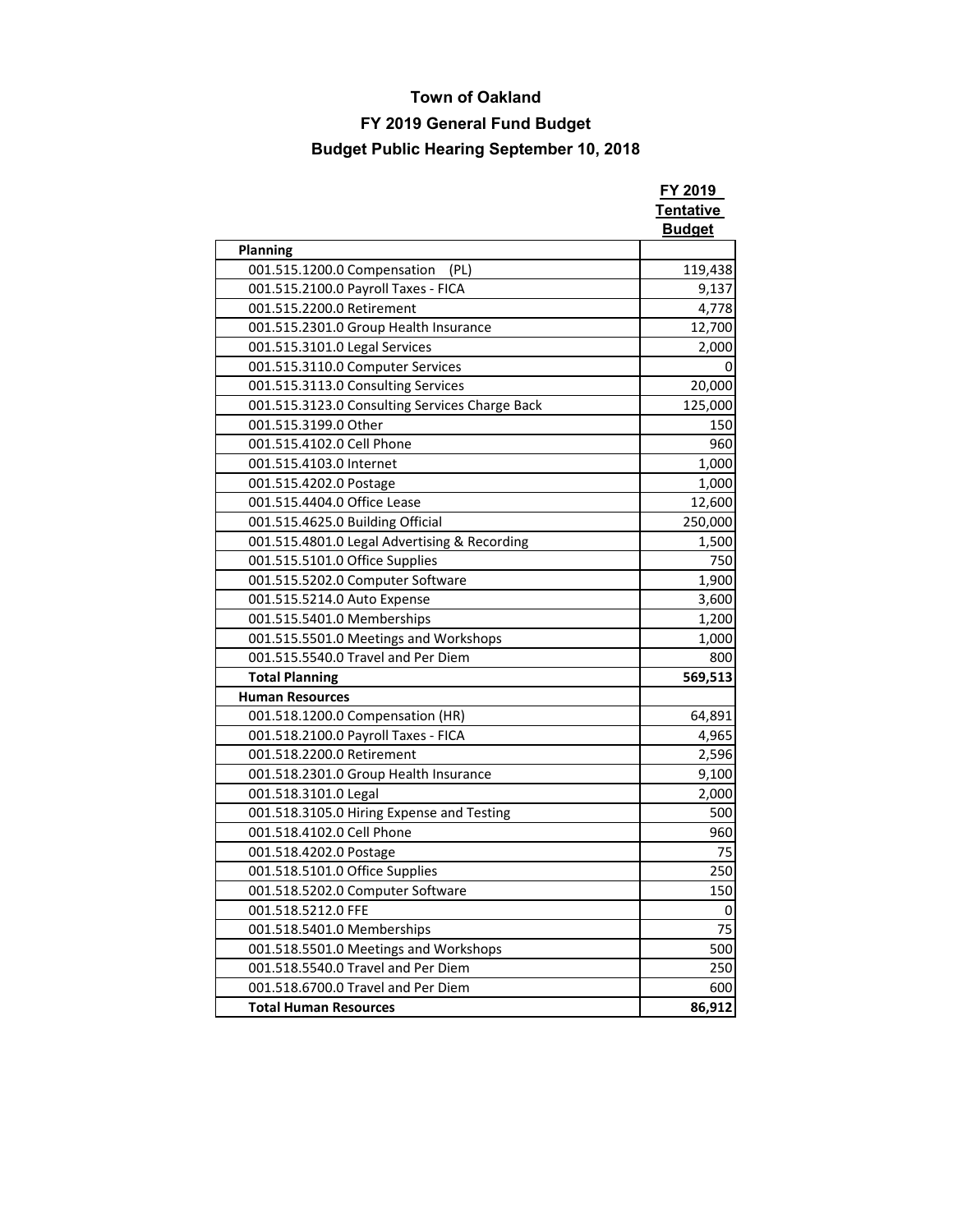# Town of Oakland

## FY 2019 General Fund Budget

### Budget Public Hearing September 10, 2018

| | FY 2019 Tentative Budget |
|---|---|
| **Planning** | |
| 001.515.1200.0 Compensation (PL) | 119,438 |
| 001.515.2100.0 Payroll Taxes - FICA | 9,137 |
| 001.515.2200.0 Retirement | 4,778 |
| 001.515.2301.0 Group Health Insurance | 12,700 |
| 001.515.3101.0 Legal Services | 2,000 |
| 001.515.3110.0 Computer Services | 0 |
| 001.515.3113.0 Consulting Services | 20,000 |
| 001.515.3123.0 Consulting Services Charge Back | 125,000 |
| 001.515.3199.0 Other | 150 |
| 001.515.4102.0 Cell Phone | 960 |
| 001.515.4103.0 Internet | 1,000 |
| 001.515.4202.0 Postage | 1,000 |
| 001.515.4404.0 Office Lease | 12,600 |
| 001.515.4625.0 Building Official | 250,000 |
| 001.515.4801.0 Legal Advertising & Recording | 1,500 |
| 001.515.5101.0 Office Supplies | 750 |
| 001.515.5202.0 Computer Software | 1,900 |
| 001.515.5214.0 Auto Expense | 3,600 |
| 001.515.5401.0 Memberships | 1,200 |
| 001.515.5501.0 Meetings and Workshops | 1,000 |
| 001.515.5540.0 Travel and Per Diem | 800 |
| **Total Planning** | **569,513** |
| **Human Resources** | |
| 001.518.1200.0 Compensation (HR) | 64,891 |
| 001.518.2100.0 Payroll Taxes - FICA | 4,965 |
| 001.518.2200.0 Retirement | 2,596 |
| 001.518.2301.0 Group Health Insurance | 9,100 |
| 001.518.3101.0 Legal | 2,000 |
| 001.518.3105.0 Hiring Expense and Testing | 500 |
| 001.518.4102.0 Cell Phone | 960 |
| 001.518.4202.0 Postage | 75 |
| 001.518.5101.0 Office Supplies | 250 |
| 001.518.5202.0 Computer Software | 150 |
| 001.518.5212.0 FFE | 0 |
| 001.518.5401.0 Memberships | 75 |
| 001.518.5501.0 Meetings and Workshops | 500 |
| 001.518.5540.0 Travel and Per Diem | 250 |
| 001.518.6700.0 Travel and Per Diem | 600 |
| **Total Human Resources** | **86,912** |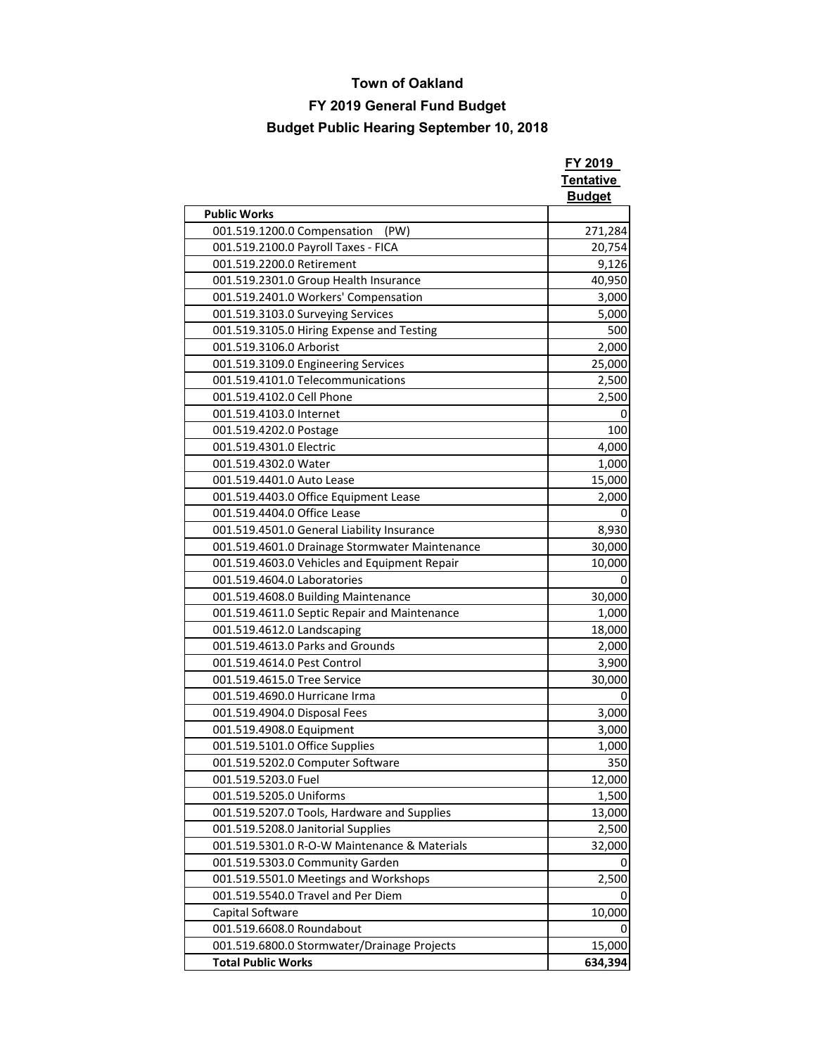# Town of Oakland

## FY 2019 General Fund Budget

## Budget Public Hearing September 10, 2018

| | FY 2019 Tentative Budget |
|---|---|
| **Public Works** | |
| 001.519.1200.0 Compensation (PW) | 271,284 |
| 001.519.2100.0 Payroll Taxes - FICA | 20,754 |
| 001.519.2200.0 Retirement | 9,126 |
| 001.519.2301.0 Group Health Insurance | 40,950 |
| 001.519.2401.0 Workers' Compensation | 3,000 |
| 001.519.3103.0 Surveying Services | 5,000 |
| 001.519.3105.0 Hiring Expense and Testing | 500 |
| 001.519.3106.0 Arborist | 2,000 |
| 001.519.3109.0 Engineering Services | 25,000 |
| 001.519.4101.0 Telecommunications | 2,500 |
| 001.519.4102.0 Cell Phone | 2,500 |
| 001.519.4103.0 Internet | 0 |
| 001.519.4202.0 Postage | 100 |
| 001.519.4301.0 Electric | 4,000 |
| 001.519.4302.0 Water | 1,000 |
| 001.519.4401.0 Auto Lease | 15,000 |
| 001.519.4403.0 Office Equipment Lease | 2,000 |
| 001.519.4404.0 Office Lease | 0 |
| 001.519.4501.0 General Liability Insurance | 8,930 |
| 001.519.4601.0 Drainage Stormwater Maintenance | 30,000 |
| 001.519.4603.0 Vehicles and Equipment Repair | 10,000 |
| 001.519.4604.0 Laboratories | 0 |
| 001.519.4608.0 Building Maintenance | 30,000 |
| 001.519.4611.0 Septic Repair and Maintenance | 1,000 |
| 001.519.4612.0 Landscaping | 18,000 |
| 001.519.4613.0 Parks and Grounds | 2,000 |
| 001.519.4614.0 Pest Control | 3,900 |
| 001.519.4615.0 Tree Service | 30,000 |
| 001.519.4690.0 Hurricane Irma | 0 |
| 001.519.4904.0 Disposal Fees | 3,000 |
| 001.519.4908.0 Equipment | 3,000 |
| 001.519.5101.0 Office Supplies | 1,000 |
| 001.519.5202.0 Computer Software | 350 |
| 001.519.5203.0 Fuel | 12,000 |
| 001.519.5205.0 Uniforms | 1,500 |
| 001.519.5207.0 Tools, Hardware and Supplies | 13,000 |
| 001.519.5208.0 Janitorial Supplies | 2,500 |
| 001.519.5301.0 R-O-W Maintenance & Materials | 32,000 |
| 001.519.5303.0 Community Garden | 0 |
| 001.519.5501.0 Meetings and Workshops | 2,500 |
| 001.519.5540.0 Travel and Per Diem | 0 |
| Capital Software | 10,000 |
| 001.519.6608.0 Roundabout | 0 |
| 001.519.6800.0 Stormwater/Drainage Projects | 15,000 |
| **Total Public Works** | **634,394** |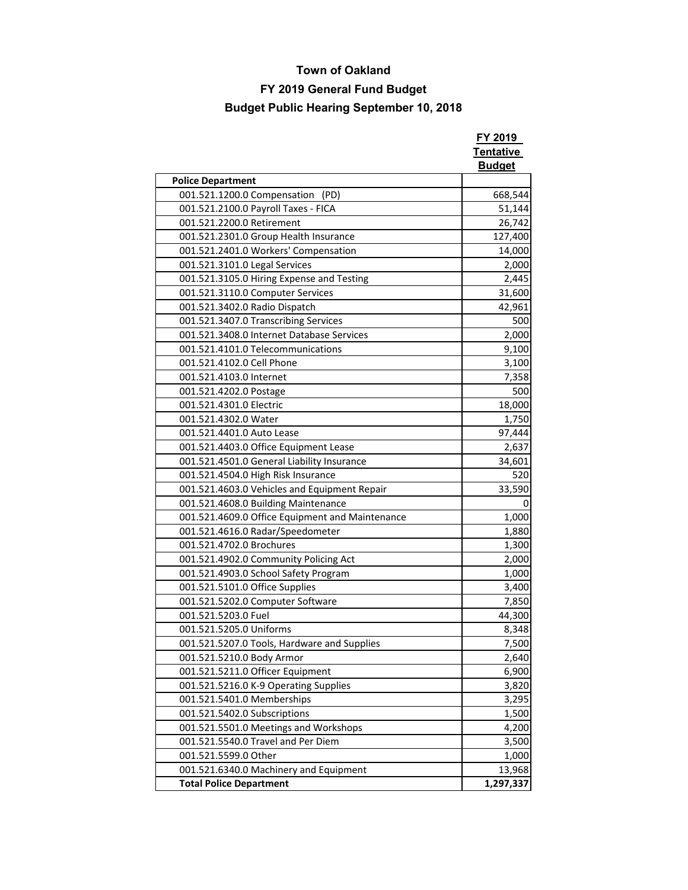# Town of Oakland

## FY 2019 General Fund Budget

## Budget Public Hearing September 10, 2018

| | FY 2019 Tentative Budget |
|---|---|
| **Police Department** | |
| 001.521.1200.0 Compensation (PD) | 668,544 |
| 001.521.2100.0 Payroll Taxes - FICA | 51,144 |
| 001.521.2200.0 Retirement | 26,742 |
| 001.521.2301.0 Group Health Insurance | 127,400 |
| 001.521.2401.0 Workers' Compensation | 14,000 |
| 001.521.3101.0 Legal Services | 2,000 |
| 001.521.3105.0 Hiring Expense and Testing | 2,445 |
| 001.521.3110.0 Computer Services | 31,600 |
| 001.521.3402.0 Radio Dispatch | 42,961 |
| 001.521.3407.0 Transcribing Services | 500 |
| 001.521.3408.0 Internet Database Services | 2,000 |
| 001.521.4101.0 Telecommunications | 9,100 |
| 001.521.4102.0 Cell Phone | 3,100 |
| 001.521.4103.0 Internet | 7,358 |
| 001.521.4202.0 Postage | 500 |
| 001.521.4301.0 Electric | 18,000 |
| 001.521.4302.0 Water | 1,750 |
| 001.521.4401.0 Auto Lease | 97,444 |
| 001.521.4403.0 Office Equipment Lease | 2,637 |
| 001.521.4501.0 General Liability Insurance | 34,601 |
| 001.521.4504.0 High Risk Insurance | 520 |
| 001.521.4603.0 Vehicles and Equipment Repair | 33,590 |
| 001.521.4608.0 Building Maintenance | 0 |
| 001.521.4609.0 Office Equipment and Maintenance | 1,000 |
| 001.521.4616.0 Radar/Speedometer | 1,880 |
| 001.521.4702.0 Brochures | 1,300 |
| 001.521.4902.0 Community Policing Act | 2,000 |
| 001.521.4903.0 School Safety Program | 1,000 |
| 001.521.5101.0 Office Supplies | 3,400 |
| 001.521.5202.0 Computer Software | 7,850 |
| 001.521.5203.0 Fuel | 44,300 |
| 001.521.5205.0 Uniforms | 8,348 |
| 001.521.5207.0 Tools, Hardware and Supplies | 7,500 |
| 001.521.5210.0 Body Armor | 2,640 |
| 001.521.5211.0 Officer Equipment | 6,900 |
| 001.521.5216.0 K-9 Operating Supplies | 3,820 |
| 001.521.5401.0 Memberships | 3,295 |
| 001.521.5402.0 Subscriptions | 1,500 |
| 001.521.5501.0 Meetings and Workshops | 4,200 |
| 001.521.5540.0 Travel and Per Diem | 3,500 |
| 001.521.5599.0 Other | 1,000 |
| 001.521.6340.0 Machinery and Equipment | 13,968 |
| **Total Police Department** | **1,297,337** |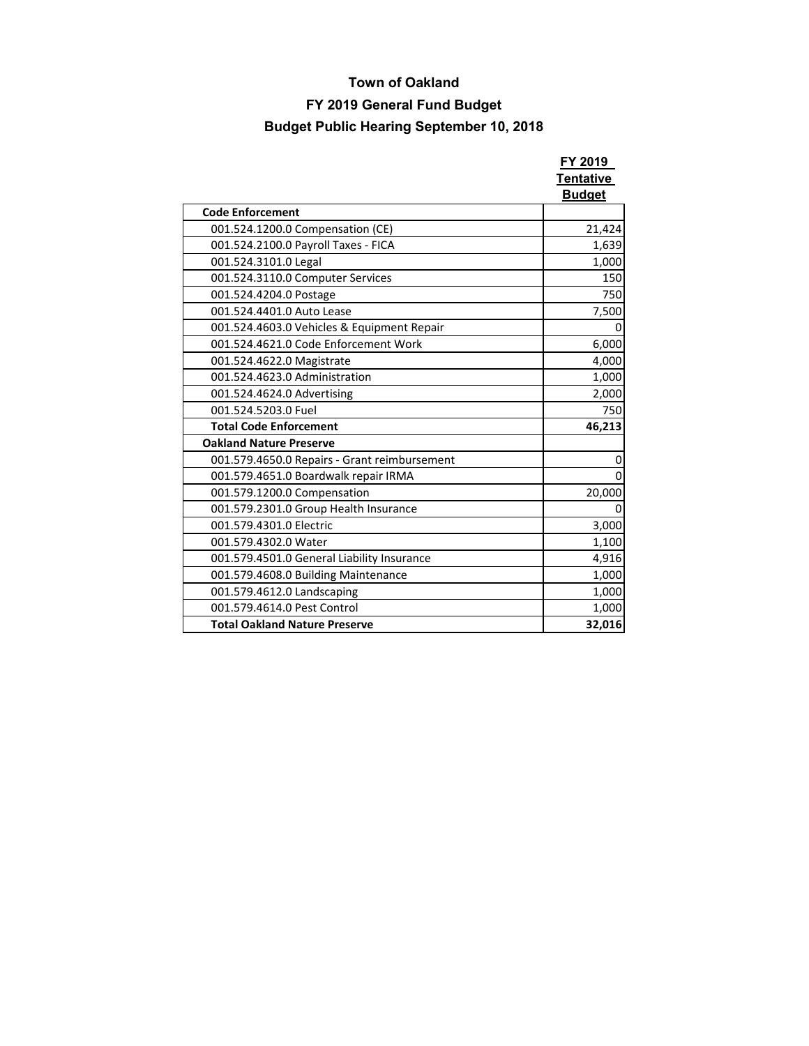# Town of Oakland

## FY 2019 General Fund Budget

## Budget Public Hearing September 10, 2018

| | FY 2019 Tentative Budget |
|---|---|
| **Code Enforcement** | |
| 001.524.1200.0 Compensation (CE) | 21,424 |
| 001.524.2100.0 Payroll Taxes - FICA | 1,639 |
| 001.524.3101.0 Legal | 1,000 |
| 001.524.3110.0 Computer Services | 150 |
| 001.524.4204.0 Postage | 750 |
| 001.524.4401.0 Auto Lease | 7,500 |
| 001.524.4603.0 Vehicles & Equipment Repair | 0 |
| 001.524.4621.0 Code Enforcement Work | 6,000 |
| 001.524.4622.0 Magistrate | 4,000 |
| 001.524.4623.0 Administration | 1,000 |
| 001.524.4624.0 Advertising | 2,000 |
| 001.524.5203.0 Fuel | 750 |
| **Total Code Enforcement** | **46,213** |
| **Oakland Nature Preserve** | |
| 001.579.4650.0 Repairs - Grant reimbursement | 0 |
| 001.579.4651.0 Boardwalk repair IRMA | 0 |
| 001.579.1200.0 Compensation | 20,000 |
| 001.579.2301.0 Group Health Insurance | 0 |
| 001.579.4301.0 Electric | 3,000 |
| 001.579.4302.0 Water | 1,100 |
| 001.579.4501.0 General Liability Insurance | 4,916 |
| 001.579.4608.0 Building Maintenance | 1,000 |
| 001.579.4612.0 Landscaping | 1,000 |
| 001.579.4614.0 Pest Control | 1,000 |
| **Total Oakland Nature Preserve** | **32,016** |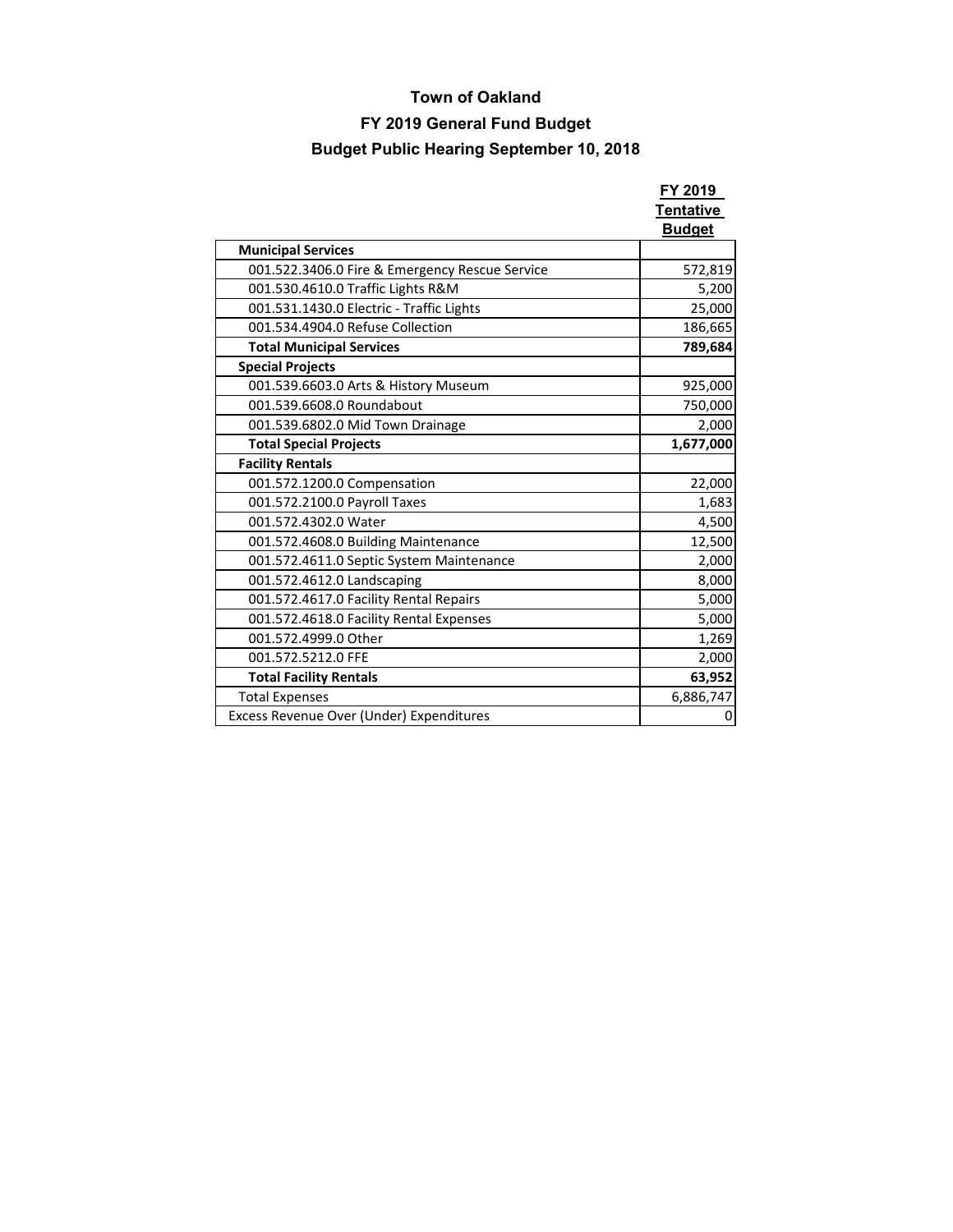# Town of Oakland

## FY 2019 General Fund Budget

## Budget Public Hearing September 10, 2018

| | FY 2019 Tentative Budget |
|---|---|
| **Municipal Services** | |
| 001.522.3406.0 Fire & Emergency Rescue Service | 572,819 |
| 001.530.4610.0 Traffic Lights R&M | 5,200 |
| 001.531.1430.0 Electric - Traffic Lights | 25,000 |
| 001.534.4904.0 Refuse Collection | 186,665 |
| **Total Municipal Services** | **789,684** |
| **Special Projects** | |
| 001.539.6603.0 Arts & History Museum | 925,000 |
| 001.539.6608.0 Roundabout | 750,000 |
| 001.539.6802.0 Mid Town Drainage | 2,000 |
| **Total Special Projects** | **1,677,000** |
| **Facility Rentals** | |
| 001.572.1200.0 Compensation | 22,000 |
| 001.572.2100.0 Payroll Taxes | 1,683 |
| 001.572.4302.0 Water | 4,500 |
| 001.572.4608.0 Building Maintenance | 12,500 |
| 001.572.4611.0 Septic System Maintenance | 2,000 |
| 001.572.4612.0 Landscaping | 8,000 |
| 001.572.4617.0 Facility Rental Repairs | 5,000 |
| 001.572.4618.0 Facility Rental Expenses | 5,000 |
| 001.572.4999.0 Other | 1,269 |
| 001.572.5212.0 FFE | 2,000 |
| **Total Facility Rentals** | **63,952** |
| Total Expenses | 6,886,747 |
| Excess Revenue Over (Under) Expenditures | 0 |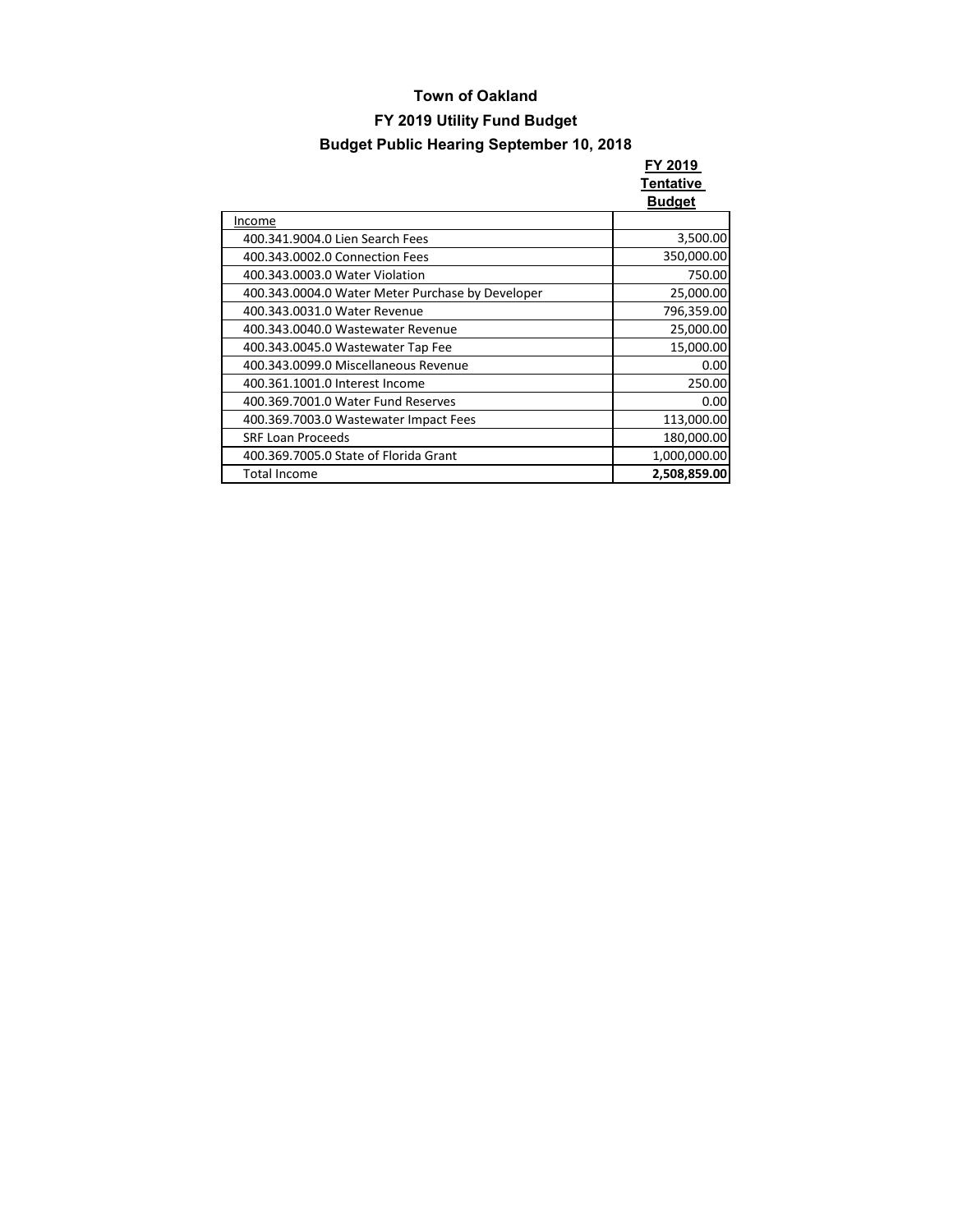# Town of Oakland

## FY 2019 Utility Fund Budget

### Budget Public Hearing September 10, 2018

| | FY 2019 Tentative Budget |
|---|---|
| Income | |
| 400.341.9004.0 Lien Search Fees | 3,500.00 |
| 400.343.0002.0 Connection Fees | 350,000.00 |
| 400.343.0003.0 Water Violation | 750.00 |
| 400.343.0004.0 Water Meter Purchase by Developer | 25,000.00 |
| 400.343.0031.0 Water Revenue | 796,359.00 |
| 400.343.0040.0 Wastewater Revenue | 25,000.00 |
| 400.343.0045.0 Wastewater Tap Fee | 15,000.00 |
| 400.343.0099.0 Miscellaneous Revenue | 0.00 |
| 400.361.1001.0 Interest Income | 250.00 |
| 400.369.7001.0 Water Fund Reserves | 0.00 |
| 400.369.7003.0 Wastewater Impact Fees | 113,000.00 |
| SRF Loan Proceeds | 180,000.00 |
| 400.369.7005.0 State of Florida Grant | 1,000,000.00 |
| Total Income | **2,508,859.00** |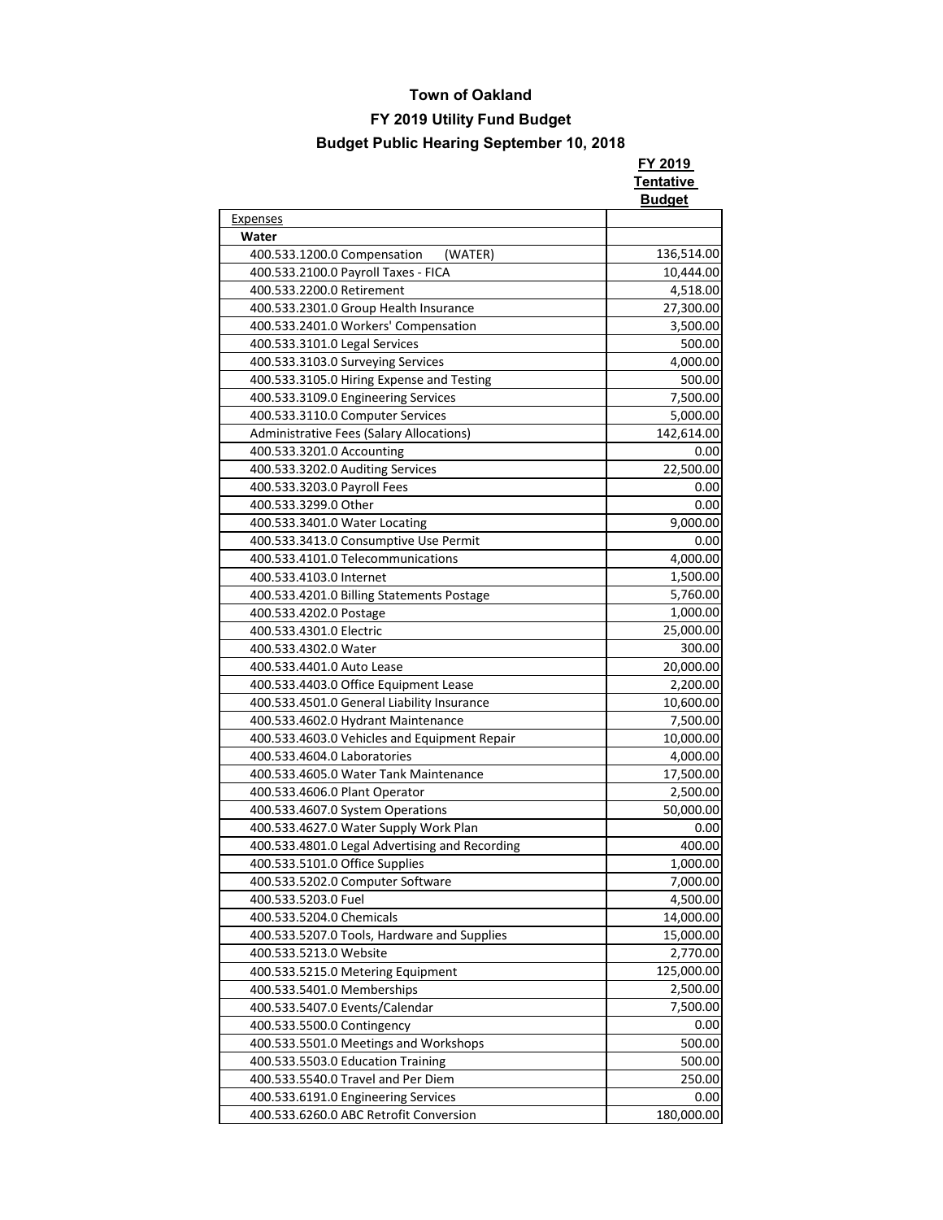# Town of Oakland

## FY 2019 Utility Fund Budget

### Budget Public Hearing September 10, 2018

| | FY 2019 Tentative Budget |
|---|---|
| Expenses | |
| **Water** | |
| 400.533.1200.0 Compensation (WATER) | 136,514.00 |
| 400.533.2100.0 Payroll Taxes - FICA | 10,444.00 |
| 400.533.2200.0 Retirement | 4,518.00 |
| 400.533.2301.0 Group Health Insurance | 27,300.00 |
| 400.533.2401.0 Workers' Compensation | 3,500.00 |
| 400.533.3101.0 Legal Services | 500.00 |
| 400.533.3103.0 Surveying Services | 4,000.00 |
| 400.533.3105.0 Hiring Expense and Testing | 500.00 |
| 400.533.3109.0 Engineering Services | 7,500.00 |
| 400.533.3110.0 Computer Services | 5,000.00 |
| Administrative Fees (Salary Allocations) | 142,614.00 |
| 400.533.3201.0 Accounting | 0.00 |
| 400.533.3202.0 Auditing Services | 22,500.00 |
| 400.533.3203.0 Payroll Fees | 0.00 |
| 400.533.3299.0 Other | 0.00 |
| 400.533.3401.0 Water Locating | 9,000.00 |
| 400.533.3413.0 Consumptive Use Permit | 0.00 |
| 400.533.4101.0 Telecommunications | 4,000.00 |
| 400.533.4103.0 Internet | 1,500.00 |
| 400.533.4201.0 Billing Statements Postage | 5,760.00 |
| 400.533.4202.0 Postage | 1,000.00 |
| 400.533.4301.0 Electric | 25,000.00 |
| 400.533.4302.0 Water | 300.00 |
| 400.533.4401.0 Auto Lease | 20,000.00 |
| 400.533.4403.0 Office Equipment Lease | 2,200.00 |
| 400.533.4501.0 General Liability Insurance | 10,600.00 |
| 400.533.4602.0 Hydrant Maintenance | 7,500.00 |
| 400.533.4603.0 Vehicles and Equipment Repair | 10,000.00 |
| 400.533.4604.0 Laboratories | 4,000.00 |
| 400.533.4605.0 Water Tank Maintenance | 17,500.00 |
| 400.533.4606.0 Plant Operator | 2,500.00 |
| 400.533.4607.0 System Operations | 50,000.00 |
| 400.533.4627.0 Water Supply Work Plan | 0.00 |
| 400.533.4801.0 Legal Advertising and Recording | 400.00 |
| 400.533.5101.0 Office Supplies | 1,000.00 |
| 400.533.5202.0 Computer Software | 7,000.00 |
| 400.533.5203.0 Fuel | 4,500.00 |
| 400.533.5204.0 Chemicals | 14,000.00 |
| 400.533.5207.0 Tools, Hardware and Supplies | 15,000.00 |
| 400.533.5213.0 Website | 2,770.00 |
| 400.533.5215.0 Metering Equipment | 125,000.00 |
| 400.533.5401.0 Memberships | 2,500.00 |
| 400.533.5407.0 Events/Calendar | 7,500.00 |
| 400.533.5500.0 Contingency | 0.00 |
| 400.533.5501.0 Meetings and Workshops | 500.00 |
| 400.533.5503.0 Education Training | 500.00 |
| 400.533.5540.0 Travel and Per Diem | 250.00 |
| 400.533.6191.0 Engineering Services | 0.00 |
| 400.533.6260.0 ABC Retrofit Conversion | 180,000.00 |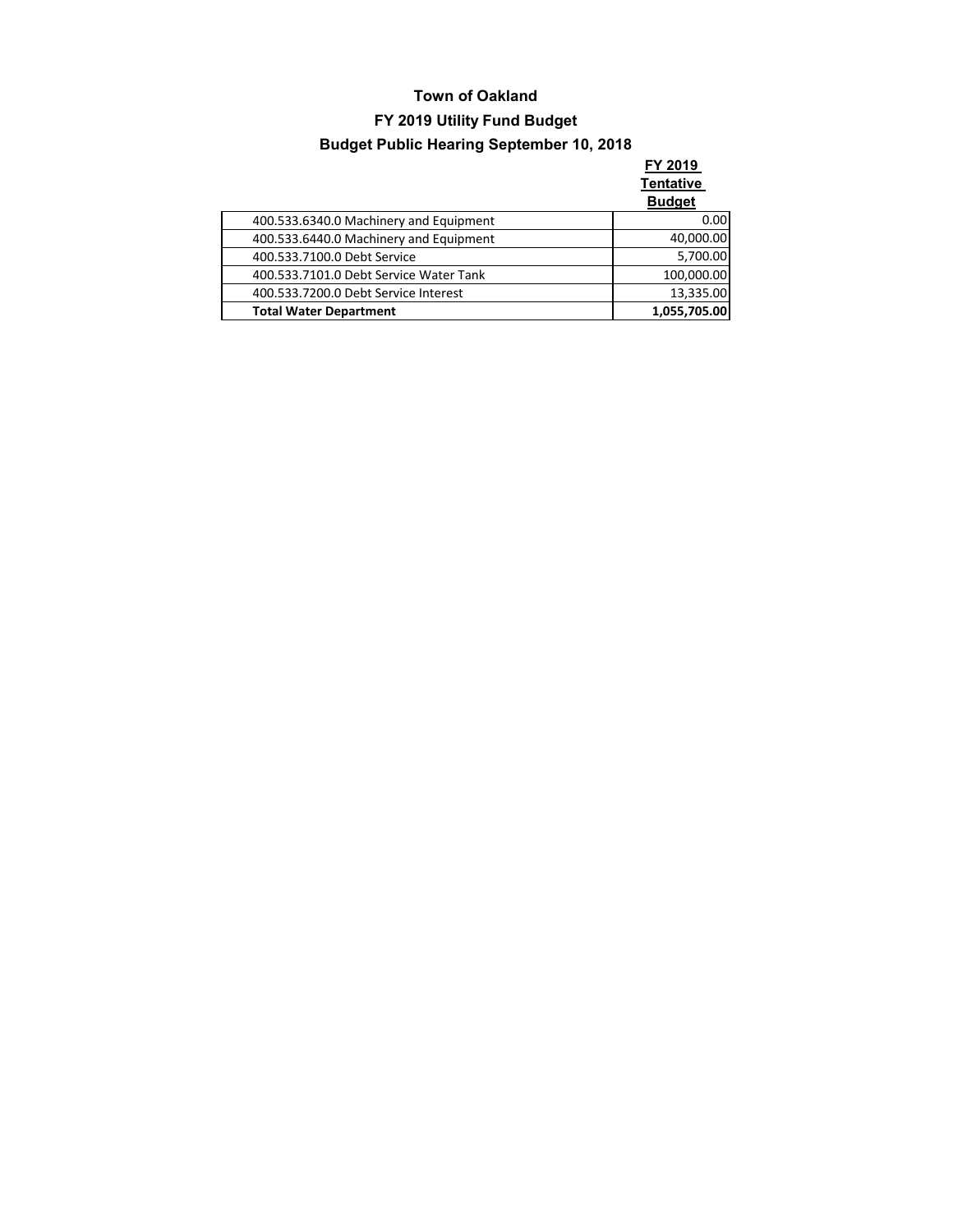# Town of Oakland

## FY 2019 Utility Fund Budget

## Budget Public Hearing September 10, 2018

| | FY 2019 Tentative Budget |
|---|---|
| 400.533.6340.0 Machinery and Equipment | 0.00 |
| 400.533.6440.0 Machinery and Equipment | 40,000.00 |
| 400.533.7100.0 Debt Service | 5,700.00 |
| 400.533.7101.0 Debt Service Water Tank | 100,000.00 |
| 400.533.7200.0 Debt Service Interest | 13,335.00 |
| **Total Water Department** | **1,055,705.00** |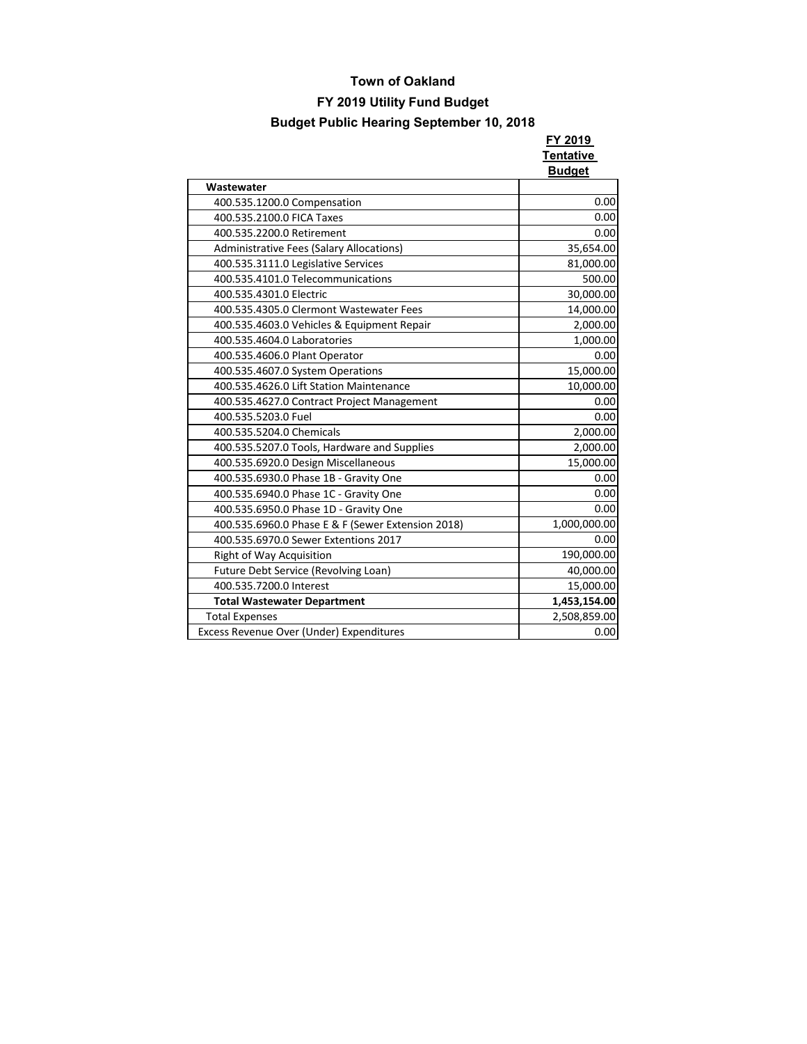# Town of Oakland

## FY 2019 Utility Fund Budget

## Budget Public Hearing September 10, 2018

| | FY 2019 Tentative Budget |
|---|---|
| **Wastewater** | |
| 400.535.1200.0 Compensation | 0.00 |
| 400.535.2100.0 FICA Taxes | 0.00 |
| 400.535.2200.0 Retirement | 0.00 |
| Administrative Fees (Salary Allocations) | 35,654.00 |
| 400.535.3111.0 Legislative Services | 81,000.00 |
| 400.535.4101.0 Telecommunications | 500.00 |
| 400.535.4301.0 Electric | 30,000.00 |
| 400.535.4305.0 Clermont Wastewater Fees | 14,000.00 |
| 400.535.4603.0 Vehicles & Equipment Repair | 2,000.00 |
| 400.535.4604.0 Laboratories | 1,000.00 |
| 400.535.4606.0 Plant Operator | 0.00 |
| 400.535.4607.0 System Operations | 15,000.00 |
| 400.535.4626.0 Lift Station Maintenance | 10,000.00 |
| 400.535.4627.0 Contract Project Management | 0.00 |
| 400.535.5203.0 Fuel | 0.00 |
| 400.535.5204.0 Chemicals | 2,000.00 |
| 400.535.5207.0 Tools, Hardware and Supplies | 2,000.00 |
| 400.535.6920.0 Design Miscellaneous | 15,000.00 |
| 400.535.6930.0 Phase 1B - Gravity One | 0.00 |
| 400.535.6940.0 Phase 1C - Gravity One | 0.00 |
| 400.535.6950.0 Phase 1D - Gravity One | 0.00 |
| 400.535.6960.0 Phase E & F (Sewer Extension 2018) | 1,000,000.00 |
| 400.535.6970.0 Sewer Extentions 2017 | 0.00 |
| Right of Way Acquisition | 190,000.00 |
| Future Debt Service (Revolving Loan) | 40,000.00 |
| 400.535.7200.0 Interest | 15,000.00 |
| **Total Wastewater Department** | **1,453,154.00** |
| Total Expenses | 2,508,859.00 |
| Excess Revenue Over (Under) Expenditures | 0.00 |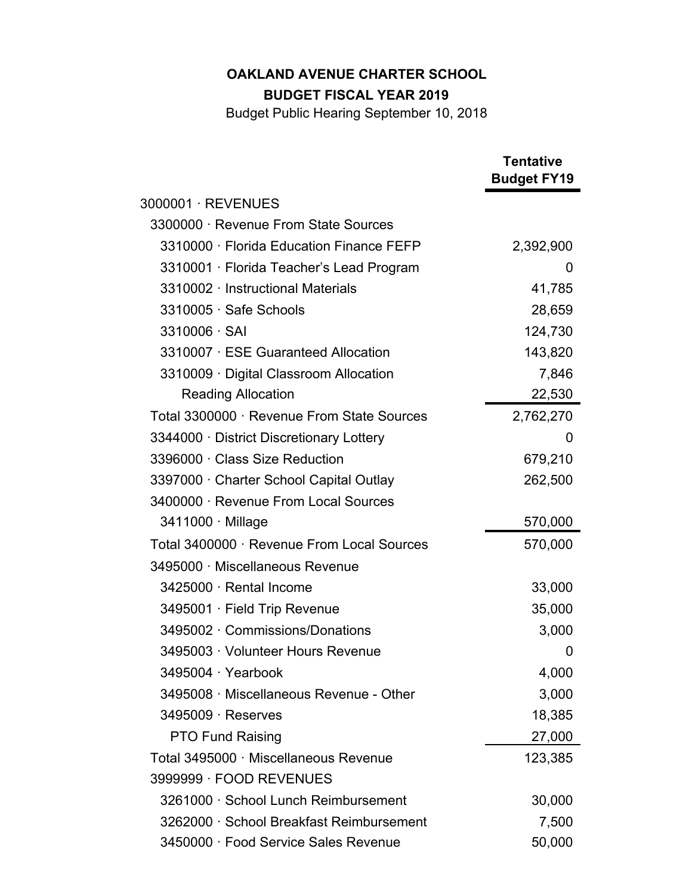**OAKLAND AVENUE CHARTER SCHOOL**

**BUDGET FISCAL YEAR 2019**

Budget Public Hearing September 10, 2018

| | **Tentative Budget FY19** |
|---|---|
| 3000001 · REVENUES | |
| 3300000 · Revenue From State Sources | |
| 3310000 · Florida Education Finance FEFP | 2,392,900 |
| 3310001 · Florida Teacher's Lead Program | 0 |
| 3310002 · Instructional Materials | 41,785 |
| 3310005 · Safe Schools | 28,659 |
| 3310006 · SAI | 124,730 |
| 3310007 · ESE Guaranteed Allocation | 143,820 |
| 3310009 · Digital Classroom Allocation | 7,846 |
| Reading Allocation | 22,530 |
| Total 3300000 · Revenue From State Sources | 2,762,270 |
| 3344000 · District Discretionary Lottery | 0 |
| 3396000 · Class Size Reduction | 679,210 |
| 3397000 · Charter School Capital Outlay | 262,500 |
| 3400000 · Revenue From Local Sources | |
| 3411000 · Millage | 570,000 |
| Total 3400000 · Revenue From Local Sources | 570,000 |
| 3495000 · Miscellaneous Revenue | |
| 3425000 · Rental Income | 33,000 |
| 3495001 · Field Trip Revenue | 35,000 |
| 3495002 · Commissions/Donations | 3,000 |
| 3495003 · Volunteer Hours Revenue | 0 |
| 3495004 · Yearbook | 4,000 |
| 3495008 · Miscellaneous Revenue - Other | 3,000 |
| 3495009 · Reserves | 18,385 |
| PTO Fund Raising | 27,000 |
| Total 3495000 · Miscellaneous Revenue | 123,385 |
| 3999999 · FOOD REVENUES | |
| 3261000 · School Lunch Reimbursement | 30,000 |
| 3262000 · School Breakfast Reimbursement | 7,500 |
| 3450000 · Food Service Sales Revenue | 50,000 |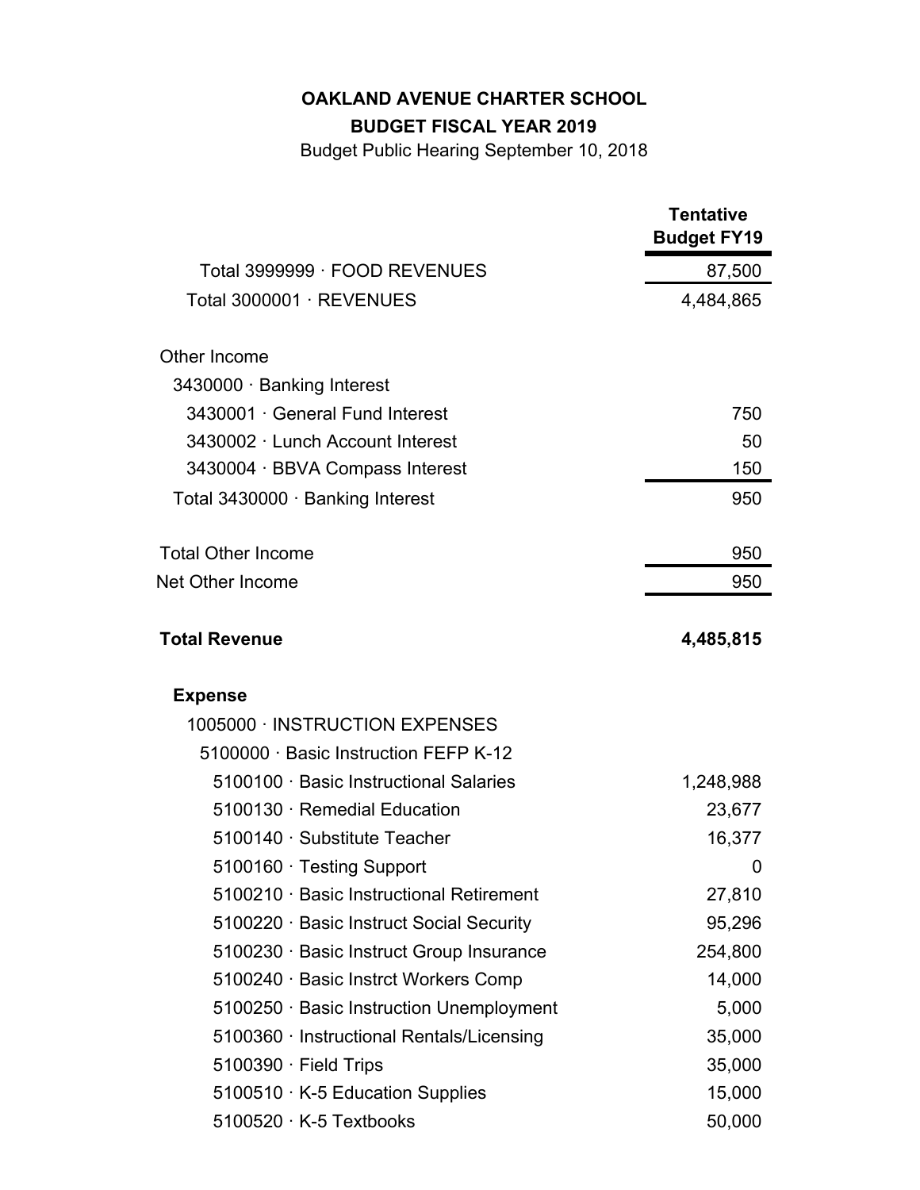**OAKLAND AVENUE CHARTER SCHOOL**

**BUDGET FISCAL YEAR 2019**

Budget Public Hearing September 10, 2018

| | Tentative Budget FY19 |
|---|---|
| Total 3999999 · FOOD REVENUES | 87,500 |
| Total 3000001 · REVENUES | 4,484,865 |
| | |
| Other Income | |
| 3430000 · Banking Interest | |
| 3430001 · General Fund Interest | 750 |
| 3430002 · Lunch Account Interest | 50 |
| 3430004 · BBVA Compass Interest | 150 |
| Total 3430000 · Banking Interest | 950 |
| | |
| Total Other Income | 950 |
| Net Other Income | 950 |
| | |
| **Total Revenue** | **4,485,815** |
| | |
| **Expense** | |
| 1005000 · INSTRUCTION EXPENSES | |
| 5100000 · Basic Instruction FEFP K-12 | |
| 5100100 · Basic Instructional Salaries | 1,248,988 |
| 5100130 · Remedial Education | 23,677 |
| 5100140 · Substitute Teacher | 16,377 |
| 5100160 · Testing Support | 0 |
| 5100210 · Basic Instructional Retirement | 27,810 |
| 5100220 · Basic Instruct Social Security | 95,296 |
| 5100230 · Basic Instruct Group Insurance | 254,800 |
| 5100240 · Basic Instrct Workers Comp | 14,000 |
| 5100250 · Basic Instruction Unemployment | 5,000 |
| 5100360 · Instructional Rentals/Licensing | 35,000 |
| 5100390 · Field Trips | 35,000 |
| 5100510 · K-5 Education Supplies | 15,000 |
| 5100520 · K-5 Textbooks | 50,000 |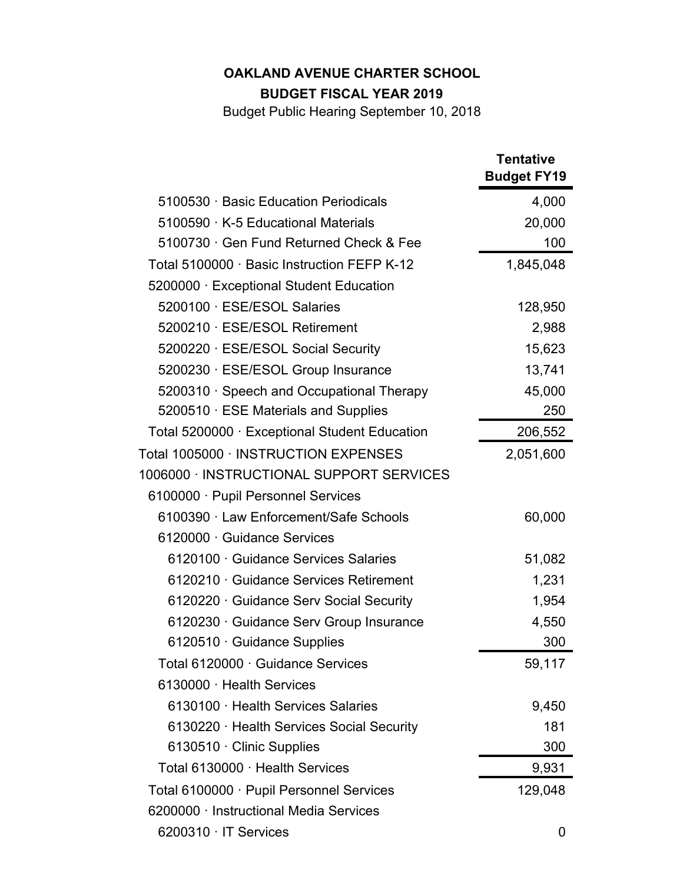**OAKLAND AVENUE CHARTER SCHOOL**

**BUDGET FISCAL YEAR 2019**

Budget Public Hearing September 10, 2018

| | **Tentative Budget FY19** |
|---|---:|
| 5100530 · Basic Education Periodicals | 4,000 |
| 5100590 · K-5 Educational Materials | 20,000 |
| 5100730 · Gen Fund Returned Check & Fee | 100 |
| Total 5100000 · Basic Instruction FEFP K-12 | 1,845,048 |
| 5200000 · Exceptional Student Education | |
| 5200100 · ESE/ESOL Salaries | 128,950 |
| 5200210 · ESE/ESOL Retirement | 2,988 |
| 5200220 · ESE/ESOL Social Security | 15,623 |
| 5200230 · ESE/ESOL Group Insurance | 13,741 |
| 5200310 · Speech and Occupational Therapy | 45,000 |
| 5200510 · ESE Materials and Supplies | 250 |
| Total 5200000 · Exceptional Student Education | 206,552 |
| Total 1005000 · INSTRUCTION EXPENSES | 2,051,600 |
| 1006000 · INSTRUCTIONAL SUPPORT SERVICES | |
| 6100000 · Pupil Personnel Services | |
| 6100390 · Law Enforcement/Safe Schools | 60,000 |
| 6120000 · Guidance Services | |
| 6120100 · Guidance Services Salaries | 51,082 |
| 6120210 · Guidance Services Retirement | 1,231 |
| 6120220 · Guidance Serv Social Security | 1,954 |
| 6120230 · Guidance Serv Group Insurance | 4,550 |
| 6120510 · Guidance Supplies | 300 |
| Total 6120000 · Guidance Services | 59,117 |
| 6130000 · Health Services | |
| 6130100 · Health Services Salaries | 9,450 |
| 6130220 · Health Services Social Security | 181 |
| 6130510 · Clinic Supplies | 300 |
| Total 6130000 · Health Services | 9,931 |
| Total 6100000 · Pupil Personnel Services | 129,048 |
| 6200000 · Instructional Media Services | |
| 6200310 · IT Services | 0 |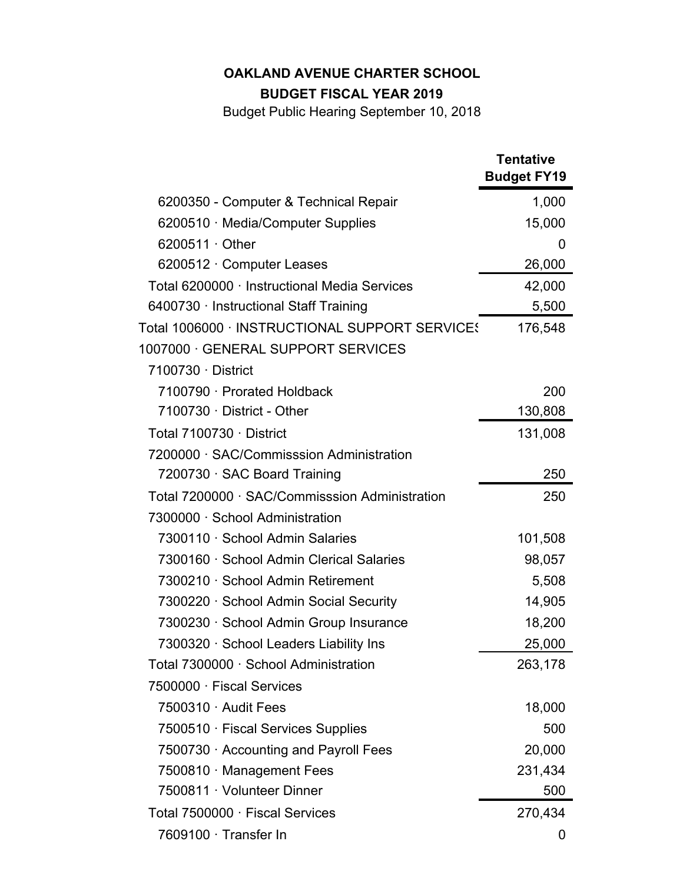**OAKLAND AVENUE CHARTER SCHOOL**

**BUDGET FISCAL YEAR 2019**

Budget Public Hearing September 10, 2018

| | Tentative Budget FY19 |
|---|---|
| 6200350 - Computer & Technical Repair | 1,000 |
| 6200510 · Media/Computer Supplies | 15,000 |
| 6200511 · Other | 0 |
| 6200512 · Computer Leases | 26,000 |
| Total 6200000 · Instructional Media Services | 42,000 |
| 6400730 · Instructional Staff Training | 5,500 |
| Total 1006000 · INSTRUCTIONAL SUPPORT SERVICES | 176,548 |
| 1007000 · GENERAL SUPPORT SERVICES | |
| 7100730 · District | |
| 7100790 · Prorated Holdback | 200 |
| 7100730 · District - Other | 130,808 |
| Total 7100730 · District | 131,008 |
| 7200000 · SAC/Commisssion Administration | |
| 7200730 · SAC Board Training | 250 |
| Total 7200000 · SAC/Commisssion Administration | 250 |
| 7300000 · School Administration | |
| 7300110 · School Admin Salaries | 101,508 |
| 7300160 · School Admin Clerical Salaries | 98,057 |
| 7300210 · School Admin Retirement | 5,508 |
| 7300220 · School Admin Social Security | 14,905 |
| 7300230 · School Admin Group Insurance | 18,200 |
| 7300320 · School Leaders Liability Ins | 25,000 |
| Total 7300000 · School Administration | 263,178 |
| 7500000 · Fiscal Services | |
| 7500310 · Audit Fees | 18,000 |
| 7500510 · Fiscal Services Supplies | 500 |
| 7500730 · Accounting and Payroll Fees | 20,000 |
| 7500810 · Management Fees | 231,434 |
| 7500811 · Volunteer Dinner | 500 |
| Total 7500000 · Fiscal Services | 270,434 |
| 7609100 · Transfer In | 0 |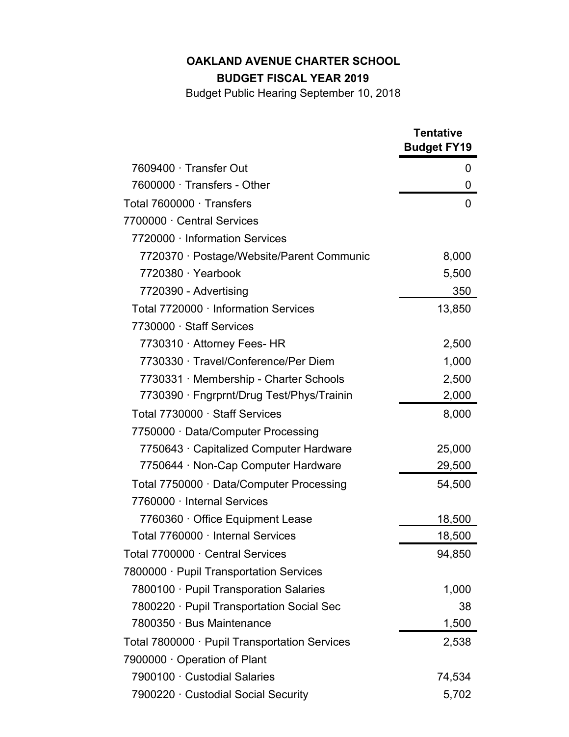**OAKLAND AVENUE CHARTER SCHOOL**

**BUDGET FISCAL YEAR 2019**

Budget Public Hearing September 10, 2018

| | Tentative Budget FY19 |
|---|---|
| 7609400 · Transfer Out | 0 |
| 7600000 · Transfers - Other | 0 |
| Total 7600000 · Transfers | 0 |
| 7700000 · Central Services | |
| 7720000 · Information Services | |
| 7720370 · Postage/Website/Parent Communic | 8,000 |
| 7720380 · Yearbook | 5,500 |
| 7720390 - Advertising | 350 |
| Total 7720000 · Information Services | 13,850 |
| 7730000 · Staff Services | |
| 7730310 · Attorney Fees- HR | 2,500 |
| 7730330 · Travel/Conference/Per Diem | 1,000 |
| 7730331 · Membership - Charter Schools | 2,500 |
| 7730390 · Fngrprnt/Drug Test/Phys/Trainin | 2,000 |
| Total 7730000 · Staff Services | 8,000 |
| 7750000 · Data/Computer Processing | |
| 7750643 · Capitalized Computer Hardware | 25,000 |
| 7750644 · Non-Cap Computer Hardware | 29,500 |
| Total 7750000 · Data/Computer Processing | 54,500 |
| 7760000 · Internal Services | |
| 7760360 · Office Equipment Lease | 18,500 |
| Total 7760000 · Internal Services | 18,500 |
| Total 7700000 · Central Services | 94,850 |
| 7800000 · Pupil Transportation Services | |
| 7800100 · Pupil Transporation Salaries | 1,000 |
| 7800220 · Pupil Transportation Social Sec | 38 |
| 7800350 · Bus Maintenance | 1,500 |
| Total 7800000 · Pupil Transportation Services | 2,538 |
| 7900000 · Operation of Plant | |
| 7900100 · Custodial Salaries | 74,534 |
| 7900220 · Custodial Social Security | 5,702 |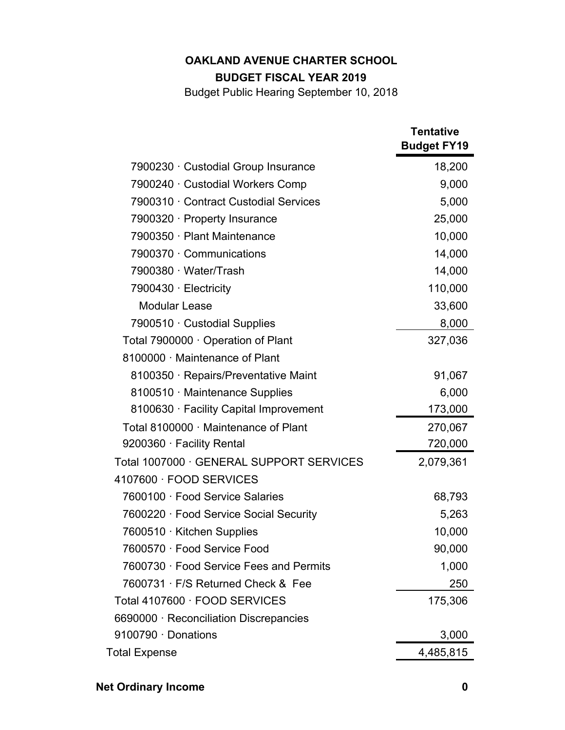**OAKLAND AVENUE CHARTER SCHOOL**

**BUDGET FISCAL YEAR 2019**

Budget Public Hearing September 10, 2018

| | **Tentative Budget FY19** |
|---|---|
| 7900230 · Custodial Group Insurance | 18,200 |
| 7900240 · Custodial Workers Comp | 9,000 |
| 7900310 · Contract Custodial Services | 5,000 |
| 7900320 · Property Insurance | 25,000 |
| 7900350 · Plant Maintenance | 10,000 |
| 7900370 · Communications | 14,000 |
| 7900380 · Water/Trash | 14,000 |
| 7900430 · Electricity | 110,000 |
| Modular Lease | 33,600 |
| 7900510 · Custodial Supplies | 8,000 |
| Total 7900000 · Operation of Plant | 327,036 |
| 8100000 · Maintenance of Plant | |
| 8100350 · Repairs/Preventative Maint | 91,067 |
| 8100510 · Maintenance Supplies | 6,000 |
| 8100630 · Facility Capital Improvement | 173,000 |
| Total 8100000 · Maintenance of Plant | 270,067 |
| 9200360 · Facility Rental | 720,000 |
| Total 1007000 · GENERAL SUPPORT SERVICES | 2,079,361 |
| 4107600 · FOOD SERVICES | |
| 7600100 · Food Service Salaries | 68,793 |
| 7600220 · Food Service Social Security | 5,263 |
| 7600510 · Kitchen Supplies | 10,000 |
| 7600570 · Food Service Food | 90,000 |
| 7600730 · Food Service Fees and Permits | 1,000 |
| 7600731 · F/S Returned Check & Fee | 250 |
| Total 4107600 · FOOD SERVICES | 175,306 |
| 6690000 · Reconciliation Discrepancies | |
| 9100790 · Donations | 3,000 |
| Total Expense | 4,485,815 |
| **Net Ordinary Income** | **0** |